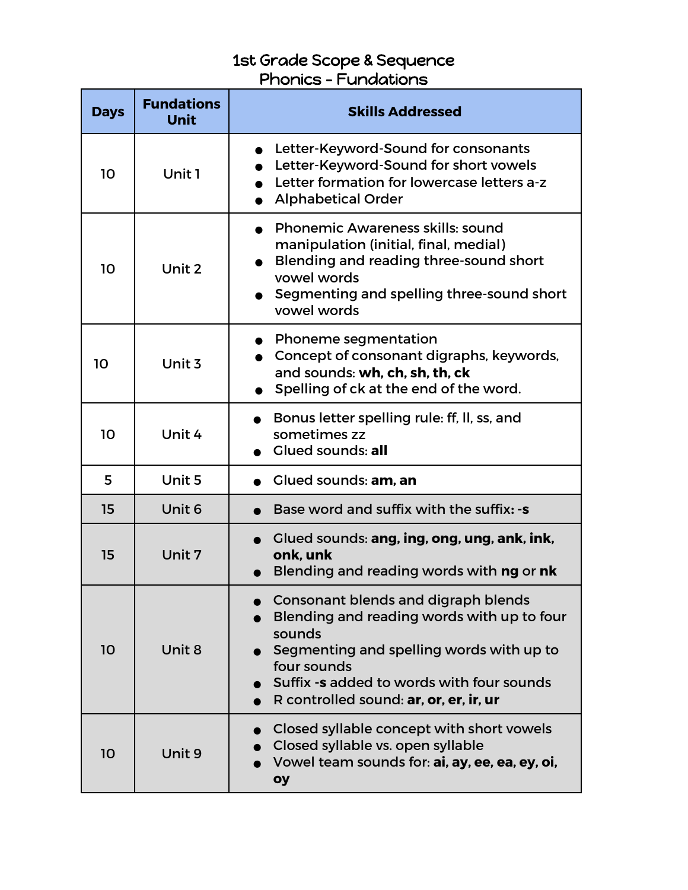# 1st Grade Scope & Sequence
## Phonics - Fundations

| Days | Fundations Unit | Skills Addressed |
|---|---|---|
| 10 | Unit 1 | • Letter-Keyword-Sound for consonants<br>• Letter-Keyword-Sound for short vowels<br>• Letter formation for lowercase letters a-z<br>• Alphabetical Order |
| 10 | Unit 2 | • Phonemic Awareness skills: sound manipulation (initial, final, medial)<br>• Blending and reading three-sound short vowel words<br>• Segmenting and spelling three-sound short vowel words |
| 10 | Unit 3 | • Phoneme segmentation<br>• Concept of consonant digraphs, keywords, and sounds: **wh, ch, sh, th, ck**<br>• Spelling of ck at the end of the word. |
| 10 | Unit 4 | • Bonus letter spelling rule: ff, ll, ss, and sometimes zz<br>• Glued sounds: **all** |
| 5 | Unit 5 | • Glued sounds: **am, an** |
| 15 | Unit 6 | • Base word and suffix with the suffix**: -s** |
| 15 | Unit 7 | • Glued sounds: **ang, ing, ong, ung, ank, ink, onk, unk**<br>• Blending and reading words with **ng** or **nk** |
| 10 | Unit 8 | • Consonant blends and digraph blends<br>• Blending and reading words with up to four sounds<br>• Segmenting and spelling words with up to four sounds<br>• Suffix **-s** added to words with four sounds<br>• R controlled sound: **ar, or, er, ir, ur** |
| 10 | Unit 9 | • Closed syllable concept with short vowels<br>• Closed syllable vs. open syllable<br>• Vowel team sounds for: **ai, ay, ee, ea, ey, oi, oy** |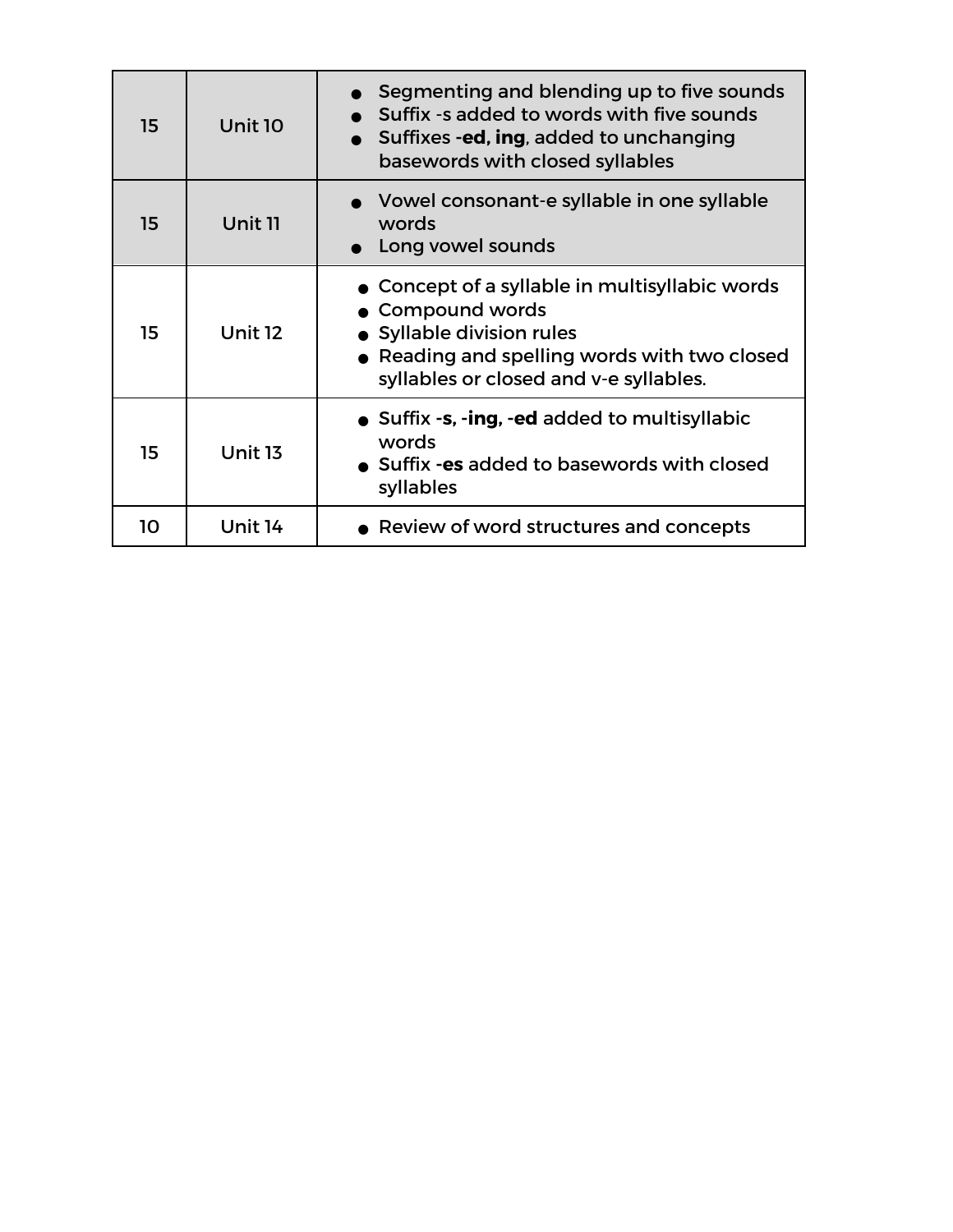| | | |
|---|---|---|
| 15 | Unit 10 | • Segmenting and blending up to five sounds<br>• Suffix -s added to words with five sounds<br>• Suffixes **-ed, ing**, added to unchanging basewords with closed syllables |
| 15 | Unit 11 | • Vowel consonant-e syllable in one syllable words<br>• Long vowel sounds |
| 15 | Unit 12 | • Concept of a syllable in multisyllabic words<br>• Compound words<br>• Syllable division rules<br>• Reading and spelling words with two closed syllables or closed and v-e syllables. |
| 15 | Unit 13 | • Suffix **-s**, **-ing, -ed** added to multisyllabic words<br>• Suffix **-es** added to basewords with closed syllables |
| 10 | Unit 14 | • Review of word structures and concepts |